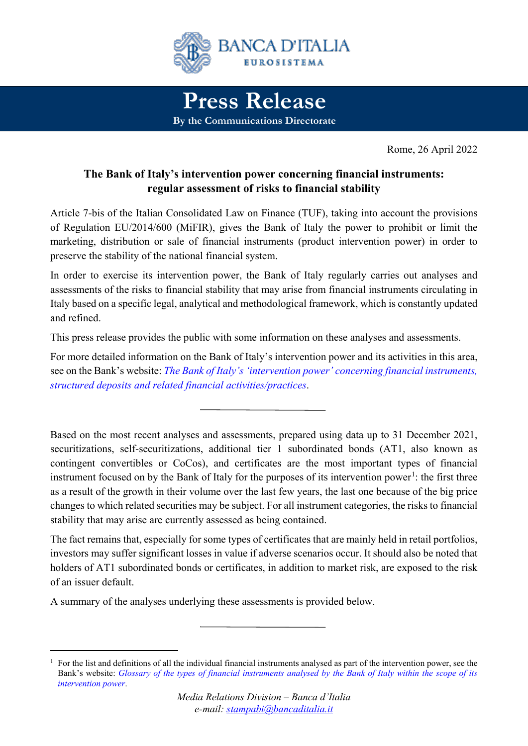# Press Release

By the Communications Directorate

Rome, 26 April 2022

## The Bank of Italy's intervention power concerning financial instruments: regular assessment of risks to financial stability

Article 7-bis of the Italian Consolidated Law on Finance (TUF), taking into account the provisions of Regulation EU/2014/600 (MiFIR), gives the Bank of Italy the power to prohibit or limit the marketing, distribution or sale of financial instruments (product intervention power) in order to preserve the stability of the national financial system.

In order to exercise its intervention power, the Bank of Italy regularly carries out analyses and assessments of the risks to financial stability that may arise from financial instruments circulating in Italy based on a specific legal, analytical and methodological framework, which is constantly updated and refined.

This press release provides the public with some information on these analyses and assessments.

For more detailed information on the Bank of Italy's intervention power and its activities in this area, see on the Bank's website: *The Bank of Italy's 'intervention power' concerning financial instruments, structured deposits and related financial activities/practices*.

---

Based on the most recent analyses and assessments, prepared using data up to 31 December 2021, securitizations, self-securitizations, additional tier 1 subordinated bonds (AT1, also known as contingent convertibles or CoCos), and certificates are the most important types of financial instrument focused on by the Bank of Italy for the purposes of its intervention power[1]: the first three as a result of the growth in their volume over the last few years, the last one because of the big price changes to which related securities may be subject. For all instrument categories, the risks to financial stability that may arise are currently assessed as being contained.

The fact remains that, especially for some types of certificates that are mainly held in retail portfolios, investors may suffer significant losses in value if adverse scenarios occur. It should also be noted that holders of AT1 subordinated bonds or certificates, in addition to market risk, are exposed to the risk of an issuer default.

A summary of the analyses underlying these assessments is provided below.

---

[1] For the list and definitions of all the individual financial instruments analysed as part of the intervention power, see the Bank's website: *Glossary of the types of financial instruments analysed by the Bank of Italy within the scope of its intervention power*.

*Media Relations Division – Banca d'Italia*
*e-mail: stampabi@bancaditalia.it*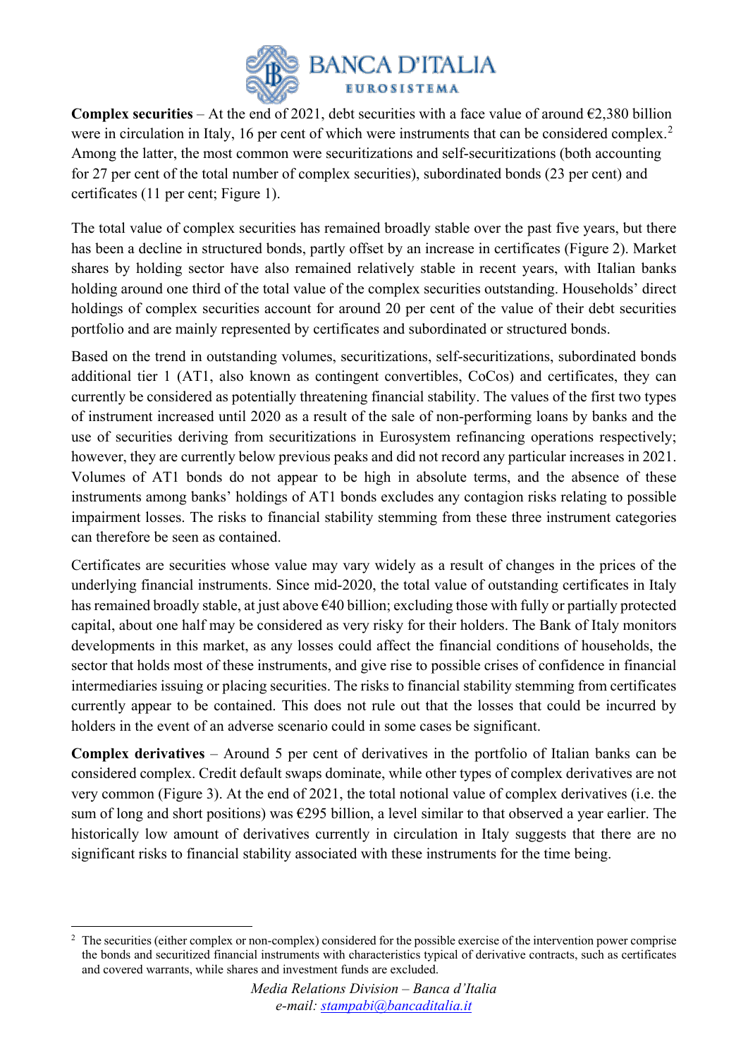**Complex securities** – At the end of 2021, debt securities with a face value of around €2,380 billion were in circulation in Italy, 16 per cent of which were instruments that can be considered complex.[2] Among the latter, the most common were securitizations and self-securitizations (both accounting for 27 per cent of the total number of complex securities), subordinated bonds (23 per cent) and certificates (11 per cent; Figure 1).

The total value of complex securities has remained broadly stable over the past five years, but there has been a decline in structured bonds, partly offset by an increase in certificates (Figure 2). Market shares by holding sector have also remained relatively stable in recent years, with Italian banks holding around one third of the total value of the complex securities outstanding. Households' direct holdings of complex securities account for around 20 per cent of the value of their debt securities portfolio and are mainly represented by certificates and subordinated or structured bonds.

Based on the trend in outstanding volumes, securitizations, self-securitizations, subordinated bonds additional tier 1 (AT1, also known as contingent convertibles, CoCos) and certificates, they can currently be considered as potentially threatening financial stability. The values of the first two types of instrument increased until 2020 as a result of the sale of non-performing loans by banks and the use of securities deriving from securitizations in Eurosystem refinancing operations respectively; however, they are currently below previous peaks and did not record any particular increases in 2021. Volumes of AT1 bonds do not appear to be high in absolute terms, and the absence of these instruments among banks' holdings of AT1 bonds excludes any contagion risks relating to possible impairment losses. The risks to financial stability stemming from these three instrument categories can therefore be seen as contained.

Certificates are securities whose value may vary widely as a result of changes in the prices of the underlying financial instruments. Since mid-2020, the total value of outstanding certificates in Italy has remained broadly stable, at just above €40 billion; excluding those with fully or partially protected capital, about one half may be considered as very risky for their holders. The Bank of Italy monitors developments in this market, as any losses could affect the financial conditions of households, the sector that holds most of these instruments, and give rise to possible crises of confidence in financial intermediaries issuing or placing securities. The risks to financial stability stemming from certificates currently appear to be contained. This does not rule out that the losses that could be incurred by holders in the event of an adverse scenario could in some cases be significant.

**Complex derivatives** – Around 5 per cent of derivatives in the portfolio of Italian banks can be considered complex. Credit default swaps dominate, while other types of complex derivatives are not very common (Figure 3). At the end of 2021, the total notional value of complex derivatives (i.e. the sum of long and short positions) was €295 billion, a level similar to that observed a year earlier. The historically low amount of derivatives currently in circulation in Italy suggests that there are no significant risks to financial stability associated with these instruments for the time being.

---

[2] The securities (either complex or non-complex) considered for the possible exercise of the intervention power comprise the bonds and securitized financial instruments with characteristics typical of derivative contracts, such as certificates and covered warrants, while shares and investment funds are excluded.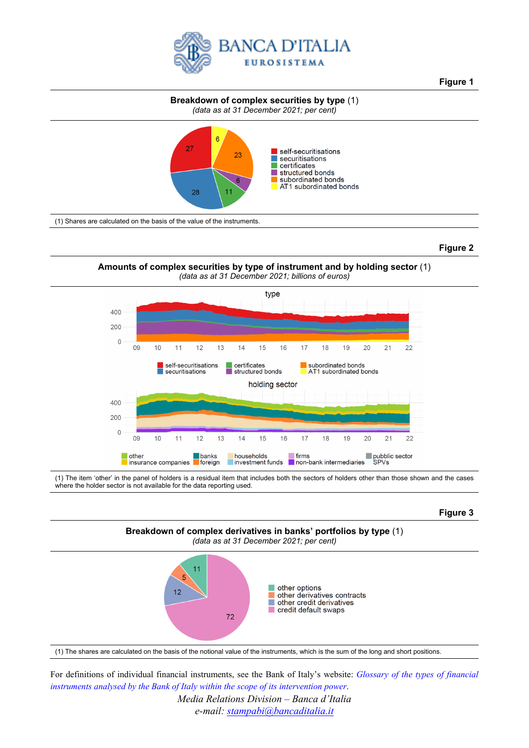**Figure 1**

**Breakdown of complex securities by type** (1)
*(data as at 31 December 2021; per cent)*

(1) Shares are calculated on the basis of the value of the instruments.

**Figure 2**

**Amounts of complex securities by type of instrument and by holding sector** (1)
*(data as at 31 December 2021; billions of euros)*

(1) The item 'other' in the panel of holders is a residual item that includes both the sectors of holders other than those shown and the cases where the holder sector is not available for the data reporting used.

**Figure 3**

**Breakdown of complex derivatives in banks' portfolios by type** (1)
*(data as at 31 December 2021; per cent)*

(1) The shares are calculated on the basis of the notional value of the instruments, which is the sum of the long and short positions.

For definitions of individual financial instruments, see the Bank of Italy's website: *Glossary of the types of financial instruments analysed by the Bank of Italy within the scope of its intervention power*.

*Media Relations Division – Banca d'Italia*
*e-mail: stampabi@bancaditalia.it*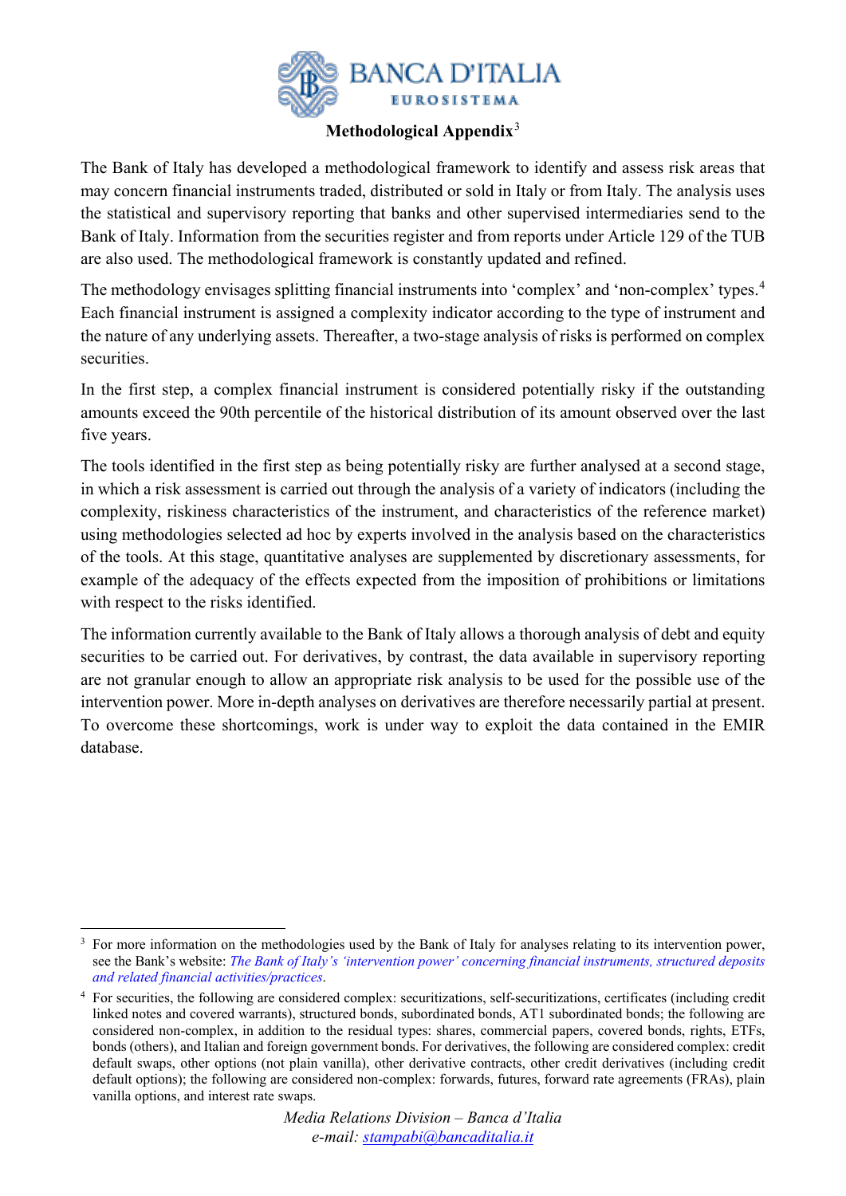**Methodological Appendix**[3]

The Bank of Italy has developed a methodological framework to identify and assess risk areas that may concern financial instruments traded, distributed or sold in Italy or from Italy. The analysis uses the statistical and supervisory reporting that banks and other supervised intermediaries send to the Bank of Italy. Information from the securities register and from reports under Article 129 of the TUB are also used. The methodological framework is constantly updated and refined.

The methodology envisages splitting financial instruments into 'complex' and 'non-complex' types.[4] Each financial instrument is assigned a complexity indicator according to the type of instrument and the nature of any underlying assets. Thereafter, a two-stage analysis of risks is performed on complex securities.

In the first step, a complex financial instrument is considered potentially risky if the outstanding amounts exceed the 90th percentile of the historical distribution of its amount observed over the last five years.

The tools identified in the first step as being potentially risky are further analysed at a second stage, in which a risk assessment is carried out through the analysis of a variety of indicators (including the complexity, riskiness characteristics of the instrument, and characteristics of the reference market) using methodologies selected ad hoc by experts involved in the analysis based on the characteristics of the tools. At this stage, quantitative analyses are supplemented by discretionary assessments, for example of the adequacy of the effects expected from the imposition of prohibitions or limitations with respect to the risks identified.

The information currently available to the Bank of Italy allows a thorough analysis of debt and equity securities to be carried out. For derivatives, by contrast, the data available in supervisory reporting are not granular enough to allow an appropriate risk analysis to be used for the possible use of the intervention power. More in-depth analyses on derivatives are therefore necessarily partial at present. To overcome these shortcomings, work is under way to exploit the data contained in the EMIR database.

---

[3] For more information on the methodologies used by the Bank of Italy for analyses relating to its intervention power, see the Bank's website: *The Bank of Italy's 'intervention power' concerning financial instruments, structured deposits and related financial activities/practices*.

[4] For securities, the following are considered complex: securitizations, self-securitizations, certificates (including credit linked notes and covered warrants), structured bonds, subordinated bonds, AT1 subordinated bonds; the following are considered non-complex, in addition to the residual types: shares, commercial papers, covered bonds, rights, ETFs, bonds (others), and Italian and foreign government bonds. For derivatives, the following are considered complex: credit default swaps, other options (not plain vanilla), other derivative contracts, other credit derivatives (including credit default options); the following are considered non-complex: forwards, futures, forward rate agreements (FRAs), plain vanilla options, and interest rate swaps.

*Media Relations Division – Banca d'Italia*
*e-mail: stampabi@bancaditalia.it*